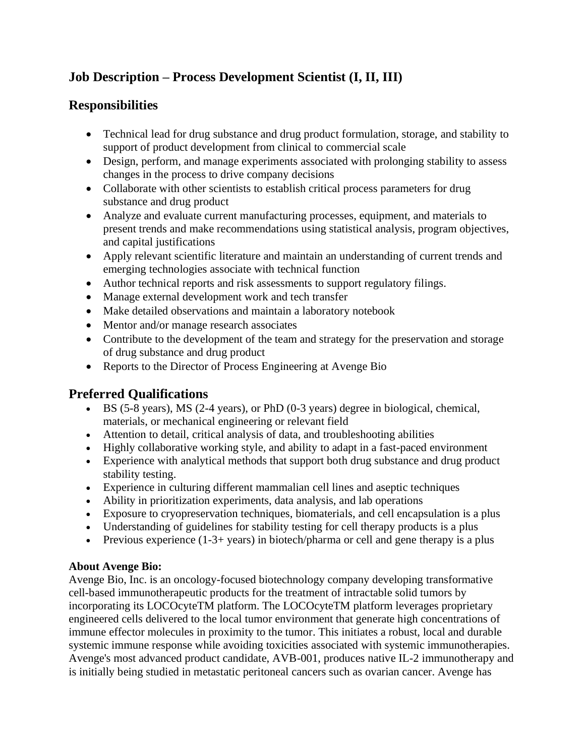## Job Description – Process Development Scientist (I, II, III)

## Responsibilities

- Technical lead for drug substance and drug product formulation, storage, and stability to support of product development from clinical to commercial scale
- Design, perform, and manage experiments associated with prolonging stability to assess changes in the process to drive company decisions
- Collaborate with other scientists to establish critical process parameters for drug substance and drug product
- Analyze and evaluate current manufacturing processes, equipment, and materials to present trends and make recommendations using statistical analysis, program objectives, and capital justifications
- Apply relevant scientific literature and maintain an understanding of current trends and emerging technologies associate with technical function
- Author technical reports and risk assessments to support regulatory filings.
- Manage external development work and tech transfer
- Make detailed observations and maintain a laboratory notebook
- Mentor and/or manage research associates
- Contribute to the development of the team and strategy for the preservation and storage of drug substance and drug product
- Reports to the Director of Process Engineering at Avenge Bio

## Preferred Qualifications

- BS (5-8 years), MS (2-4 years), or PhD (0-3 years) degree in biological, chemical, materials, or mechanical engineering or relevant field
- Attention to detail, critical analysis of data, and troubleshooting abilities
- Highly collaborative working style, and ability to adapt in a fast-paced environment
- Experience with analytical methods that support both drug substance and drug product stability testing.
- Experience in culturing different mammalian cell lines and aseptic techniques
- Ability in prioritization experiments, data analysis, and lab operations
- Exposure to cryopreservation techniques, biomaterials, and cell encapsulation is a plus
- Understanding of guidelines for stability testing for cell therapy products is a plus
- Previous experience (1-3+ years) in biotech/pharma or cell and gene therapy is a plus

**About Avenge Bio:**

Avenge Bio, Inc. is an oncology-focused biotechnology company developing transformative cell-based immunotherapeutic products for the treatment of intractable solid tumors by incorporating its LOCOcyteTM platform. The LOCOcyteTM platform leverages proprietary engineered cells delivered to the local tumor environment that generate high concentrations of immune effector molecules in proximity to the tumor. This initiates a robust, local and durable systemic immune response while avoiding toxicities associated with systemic immunotherapies. Avenge's most advanced product candidate, AVB-001, produces native IL-2 immunotherapy and is initially being studied in metastatic peritoneal cancers such as ovarian cancer. Avenge has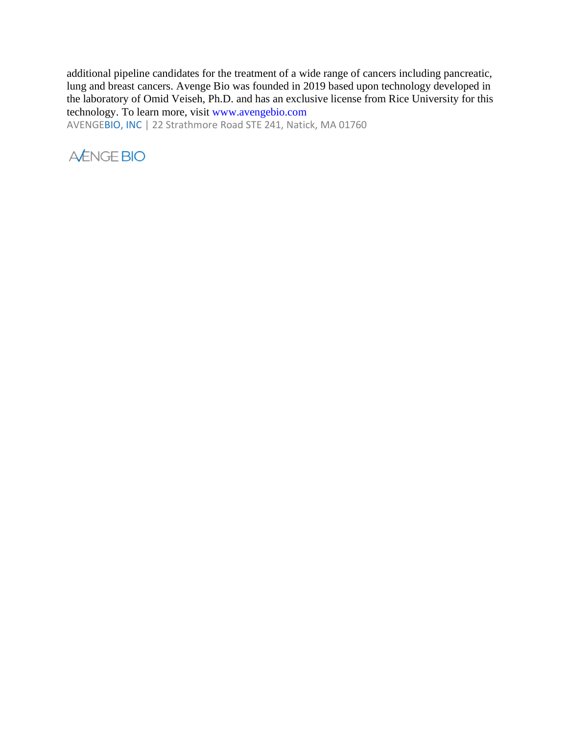additional pipeline candidates for the treatment of a wide range of cancers including pancreatic, lung and breast cancers. Avenge Bio was founded in 2019 based upon technology developed in the laboratory of Omid Veiseh, Ph.D. and has an exclusive license from Rice University for this technology. To learn more, visit www.avengebio.com

AVENGEBIO, INC | 22 Strathmore Road STE 241, Natick, MA 01760

AVENGE BIO